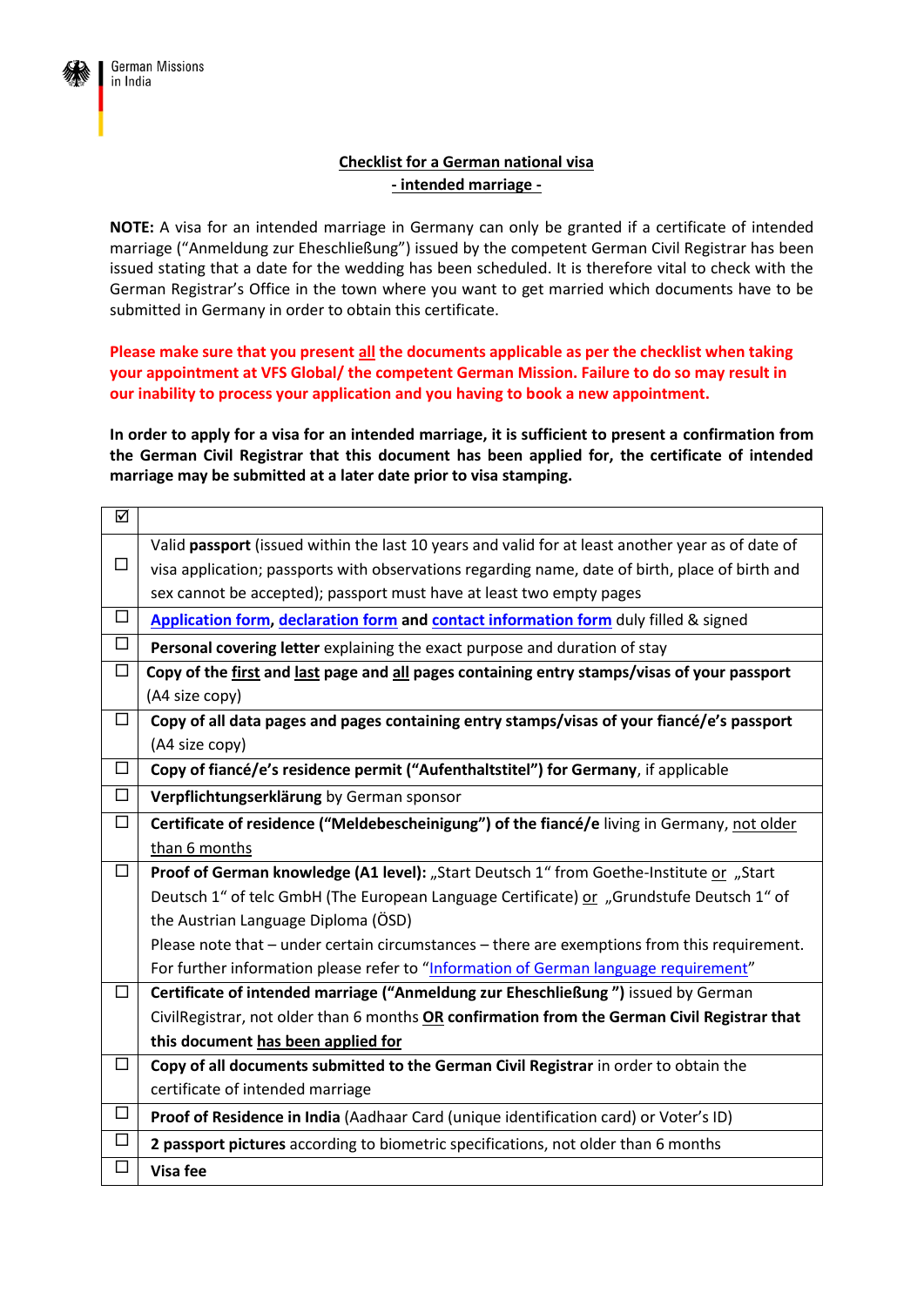German Missions in India

**Checklist for a German national visa**
**- intended marriage -**

**NOTE:** A visa for an intended marriage in Germany can only be granted if a certificate of intended marriage ("Anmeldung zur Eheschließung") issued by the competent German Civil Registrar has been issued stating that a date for the wedding has been scheduled. It is therefore vital to check with the German Registrar's Office in the town where you want to get married which documents have to be submitted in Germany in order to obtain this certificate.

**Please make sure that you present all the documents applicable as per the checklist when taking your appointment at VFS Global/ the competent German Mission. Failure to do so may result in our inability to process your application and you having to book a new appointment.**

**In order to apply for a visa for an intended marriage, it is sufficient to present a confirmation from the German Civil Registrar that this document has been applied for, the certificate of intended marriage may be submitted at a later date prior to visa stamping.**

| ☑ | |
|---|---|
| ☐ | Valid **passport** (issued within the last 10 years and valid for at least another year as of date of visa application; passports with observations regarding name, date of birth, place of birth and sex cannot be accepted); passport must have at least two empty pages |
| ☐ | **Application form**, **declaration form** and **contact information form** duly filled & signed |
| ☐ | **Personal covering letter** explaining the exact purpose and duration of stay |
| ☐ | **Copy of the first and last page and all pages containing entry stamps/visas of your passport** (A4 size copy) |
| ☐ | **Copy of all data pages and pages containing entry stamps/visas of your fiancé/e's passport** (A4 size copy) |
| ☐ | **Copy of fiancé/e's residence permit ("Aufenthaltstitel") for Germany**, if applicable |
| ☐ | **Verpflichtungserklärung** by German sponsor |
| ☐ | **Certificate of residence ("Meldebescheinigung") of the fiancé/e** living in Germany, not older than 6 months |
| ☐ | **Proof of German knowledge (A1 level):** „Start Deutsch 1" from Goethe-Institute or „Start Deutsch 1" of telc GmbH (The European Language Certificate) or „Grundstufe Deutsch 1" of the Austrian Language Diploma (ÖSD) Please note that – under certain circumstances – there are exemptions from this requirement. For further information please refer to "Information of German language requirement" |
| ☐ | **Certificate of intended marriage ("Anmeldung zur Eheschließung ")** issued by German CivilRegistrar, not older than 6 months **OR confirmation from the German Civil Registrar that this document has been applied for** |
| ☐ | **Copy of all documents submitted to the German Civil Registrar** in order to obtain the certificate of intended marriage |
| ☐ | **Proof of Residence in India** (Aadhaar Card (unique identification card) or Voter's ID) |
| ☐ | **2 passport pictures** according to biometric specifications, not older than 6 months |
| ☐ | **Visa fee** |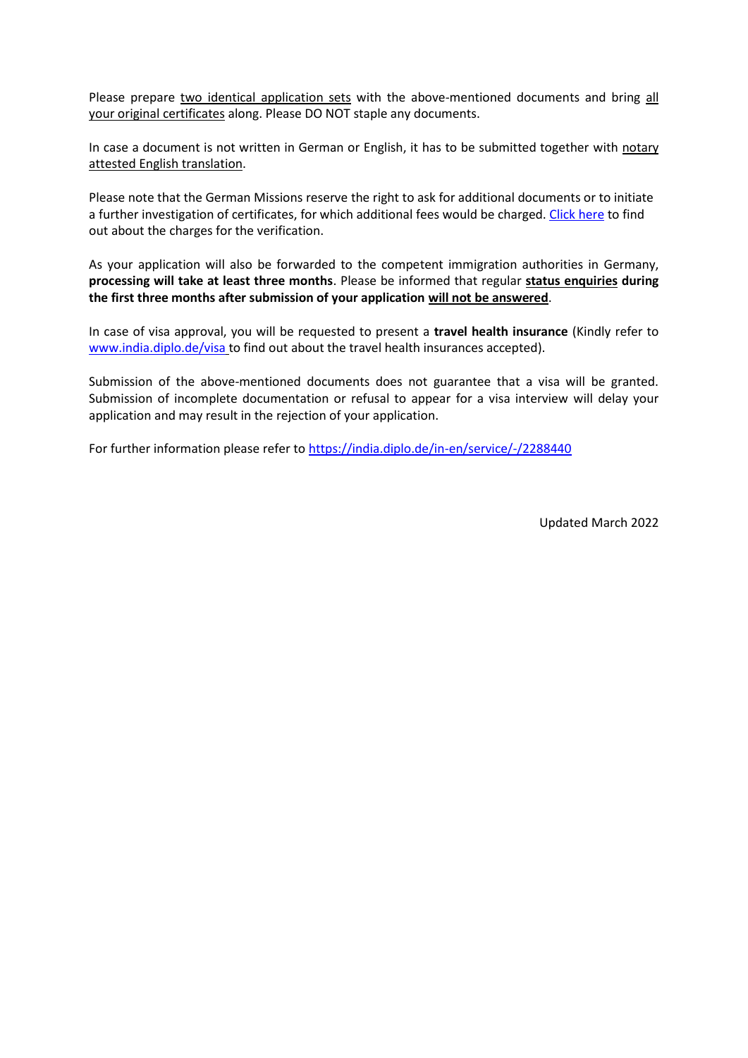Please prepare two identical application sets with the above-mentioned documents and bring all your original certificates along. Please DO NOT staple any documents.

In case a document is not written in German or English, it has to be submitted together with notary attested English translation.

Please note that the German Missions reserve the right to ask for additional documents or to initiate a further investigation of certificates, for which additional fees would be charged. [Click here] to find out about the charges for the verification.

As your application will also be forwarded to the competent immigration authorities in Germany, **processing will take at least three months**. Please be informed that regular **status enquiries during the first three months after submission of your application will not be answered**.

In case of visa approval, you will be requested to present a **travel health insurance** (Kindly refer to www.india.diplo.de/visa to find out about the travel health insurances accepted).

Submission of the above-mentioned documents does not guarantee that a visa will be granted. Submission of incomplete documentation or refusal to appear for a visa interview will delay your application and may result in the rejection of your application.

For further information please refer to https://india.diplo.de/in-en/service/-/2288440

Updated March 2022